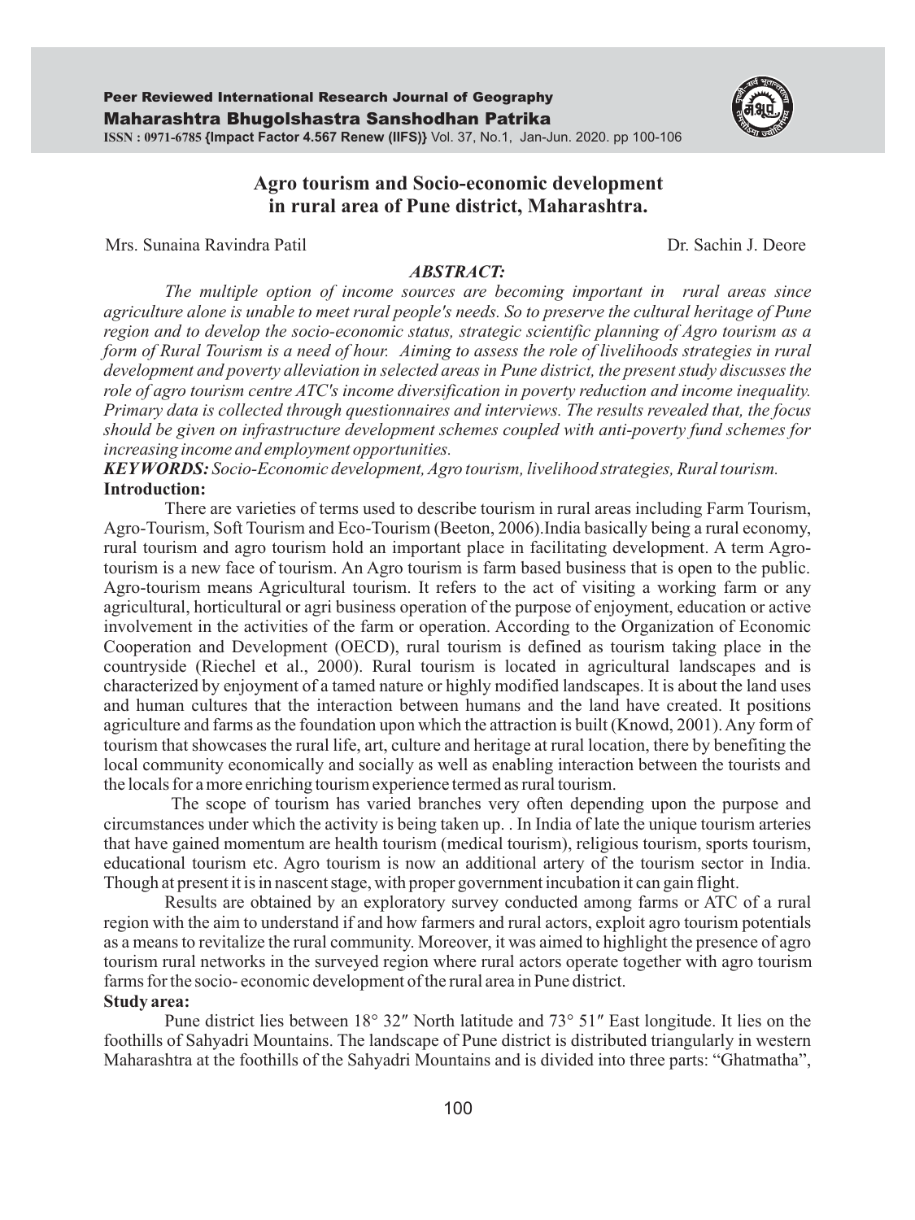# Agro tourism and Socio-economic development in rural area of Pune district, Maharashtra.

Mrs. Sunaina Ravindra Patil | Dr. Sachin J. Deore

## *ABSTRACT:*

*The multiple option of income sources are becoming important in rural areas since agriculture alone is unable to meet rural people's needs. So to preserve the cultural heritage of Pune region and to develop the socio-economic status, strategic scientific planning of Agro tourism as a form of Rural Tourism is a need of hour. Aiming to assess the role of livelihoods strategies in rural development and poverty alleviation in selected areas in Pune district, the present study discusses the role of agro tourism centre ATC's income diversification in poverty reduction and income inequality. Primary data is collected through questionnaires and interviews. The results revealed that, the focus should be given on infrastructure development schemes coupled with anti-poverty fund schemes for increasing income and employment opportunities.*

***KEYWORDS:*** *Socio-Economic development, Agro tourism, livelihood strategies, Rural tourism.*

**Introduction:**

There are varieties of terms used to describe tourism in rural areas including Farm Tourism, Agro-Tourism, Soft Tourism and Eco-Tourism (Beeton, 2006).India basically being a rural economy, rural tourism and agro tourism hold an important place in facilitating development. A term Agro-tourism is a new face of tourism. An Agro tourism is farm based business that is open to the public. Agro-tourism means Agricultural tourism. It refers to the act of visiting a working farm or any agricultural, horticultural or agri business operation of the purpose of enjoyment, education or active involvement in the activities of the farm or operation. According to the Organization of Economic Cooperation and Development (OECD), rural tourism is defined as tourism taking place in the countryside (Riechel et al., 2000). Rural tourism is located in agricultural landscapes and is characterized by enjoyment of a tamed nature or highly modified landscapes. It is about the land uses and human cultures that the interaction between humans and the land have created. It positions agriculture and farms as the foundation upon which the attraction is built (Knowd, 2001). Any form of tourism that showcases the rural life, art, culture and heritage at rural location, there by benefiting the local community economically and socially as well as enabling interaction between the tourists and the locals for a more enriching tourism experience termed as rural tourism.

The scope of tourism has varied branches very often depending upon the purpose and circumstances under which the activity is being taken up. . In India of late the unique tourism arteries that have gained momentum are health tourism (medical tourism), religious tourism, sports tourism, educational tourism etc. Agro tourism is now an additional artery of the tourism sector in India. Though at present it is in nascent stage, with proper government incubation it can gain flight.

Results are obtained by an exploratory survey conducted among farms or ATC of a rural region with the aim to understand if and how farmers and rural actors, exploit agro tourism potentials as a means to revitalize the rural community. Moreover, it was aimed to highlight the presence of agro tourism rural networks in the surveyed region where rural actors operate together with agro tourism farms for the socio- economic development of the rural area in Pune district.

**Study area:**

Pune district lies between 18° 32″ North latitude and 73° 51″ East longitude. It lies on the foothills of Sahyadri Mountains. The landscape of Pune district is distributed triangularly in western Maharashtra at the foothills of the Sahyadri Mountains and is divided into three parts: "Ghatmatha",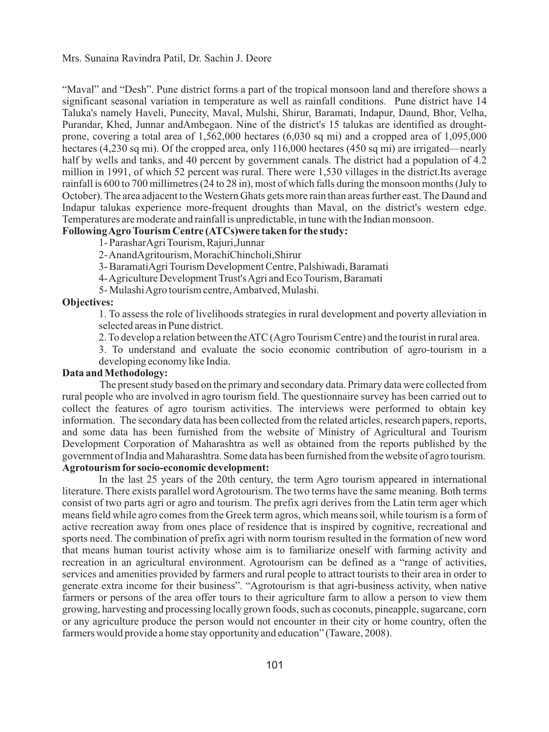"Maval" and "Desh". Pune district forms a part of the tropical monsoon land and therefore shows a significant seasonal variation in temperature as well as rainfall conditions. Pune district have 14 Taluka's namely Haveli, Punecity, Maval, Mulshi, Shirur, Baramati, Indapur, Daund, Bhor, Velha, Purandar, Khed, Junnar andAmbegaon. Nine of the district's 15 talukas are identified as drought-prone, covering a total area of 1,562,000 hectares (6,030 sq mi) and a cropped area of 1,095,000 hectares (4,230 sq mi). Of the cropped area, only 116,000 hectares (450 sq mi) are irrigated—nearly half by wells and tanks, and 40 percent by government canals. The district had a population of 4.2 million in 1991, of which 52 percent was rural. There were 1,530 villages in the district.Its average rainfall is 600 to 700 millimetres (24 to 28 in), most of which falls during the monsoon months (July to October). The area adjacent to the Western Ghats gets more rain than areas further east. The Daund and Indapur talukas experience more-frequent droughts than Maval, on the district's western edge. Temperatures are moderate and rainfall is unpredictable, in tune with the Indian monsoon.

**Following Agro Tourism Centre (ATCs)were taken for the study:**

1- ParasharAgri Tourism, Rajuri,Junnar

2- AnandAgritourism, MorachiChincholi,Shirur

3- BaramatiAgri Tourism Development Centre, Palshiwadi, Baramati

4- Agriculture Development Trust's Agri and Eco Tourism, Baramati

5- Mulashi Agro tourism centre, Ambatved, Mulashi.

**Objectives:**

1. To assess the role of livelihoods strategies in rural development and poverty alleviation in selected areas in Pune district.
2. To develop a relation between the ATC (Agro Tourism Centre) and the tourist in rural area.
3. To understand and evaluate the socio economic contribution of agro-tourism in a developing economy like India.

**Data and Methodology:**

The present study based on the primary and secondary data. Primary data were collected from rural people who are involved in agro tourism field. The questionnaire survey has been carried out to collect the features of agro tourism activities. The interviews were performed to obtain key information. The secondary data has been collected from the related articles, research papers, reports, and some data has been furnished from the website of Ministry of Agricultural and Tourism Development Corporation of Maharashtra as well as obtained from the reports published by the government of India and Maharashtra. Some data has been furnished from the website of agro tourism.

**Agrotourism for socio-economic development:**

In the last 25 years of the 20th century, the term Agro tourism appeared in international literature. There exists parallel word Agrotourism. The two terms have the same meaning. Both terms consist of two parts agri or agro and tourism. The prefix agri derives from the Latin term ager which means field while agro comes from the Greek term agros, which means soil, while tourism is a form of active recreation away from ones place of residence that is inspired by cognitive, recreational and sports need. The combination of prefix agri with norm tourism resulted in the formation of new word that means human tourist activity whose aim is to familiarize oneself with farming activity and recreation in an agricultural environment. Agrotourism can be defined as a "range of activities, services and amenities provided by farmers and rural people to attract tourists to their area in order to generate extra income for their business". "Agrotourism is that agri-business activity, when native farmers or persons of the area offer tours to their agriculture farm to allow a person to view them growing, harvesting and processing locally grown foods, such as coconuts, pineapple, sugarcane, corn or any agriculture produce the person would not encounter in their city or home country, often the farmers would provide a home stay opportunity and education" (Taware, 2008).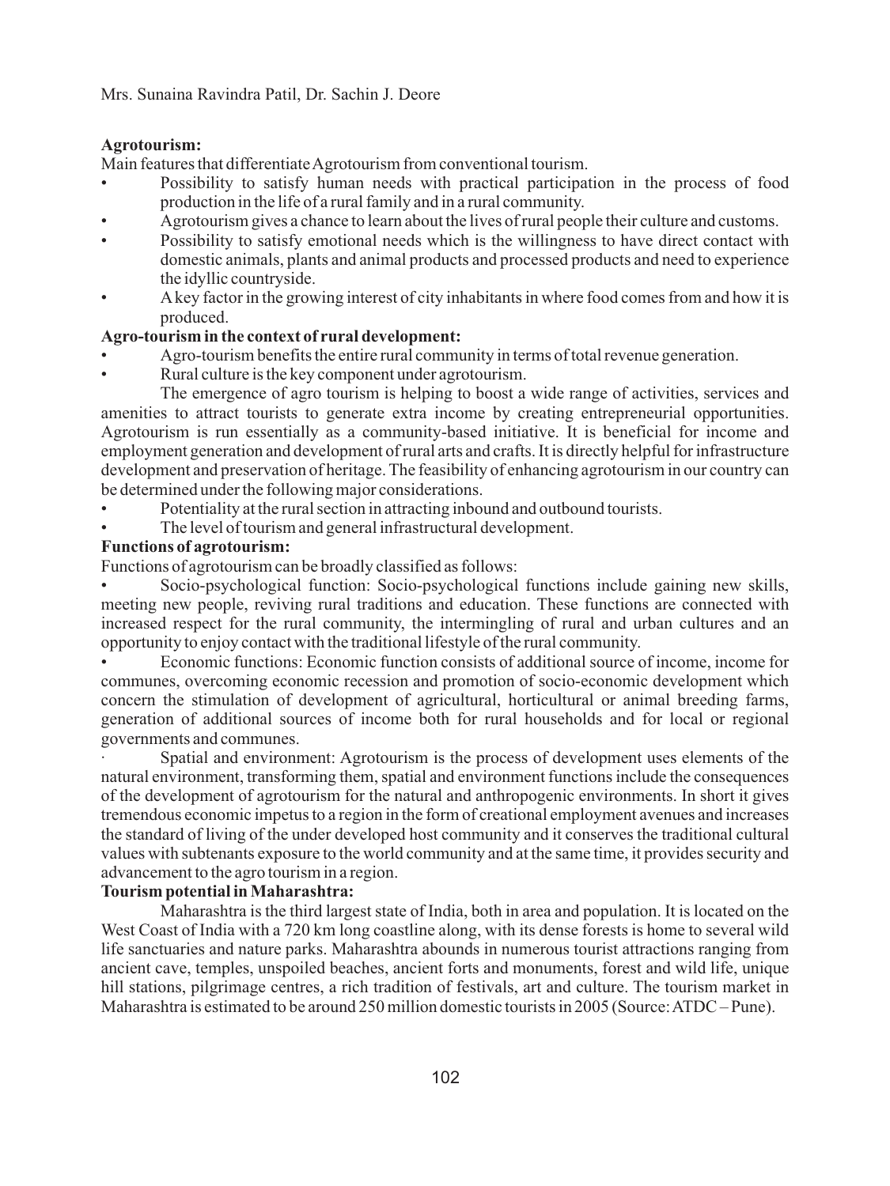**Agrotourism:**

Main features that differentiate Agrotourism from conventional tourism.

- Possibility to satisfy human needs with practical participation in the process of food production in the life of a rural family and in a rural community.
- Agrotourism gives a chance to learn about the lives of rural people their culture and customs.
- Possibility to satisfy emotional needs which is the willingness to have direct contact with domestic animals, plants and animal products and processed products and need to experience the idyllic countryside.
- A key factor in the growing interest of city inhabitants in where food comes from and how it is produced.

**Agro-tourism in the context of rural development:**

- Agro-tourism benefits the entire rural community in terms of total revenue generation.
- Rural culture is the key component under agrotourism.

The emergence of agro tourism is helping to boost a wide range of activities, services and amenities to attract tourists to generate extra income by creating entrepreneurial opportunities. Agrotourism is run essentially as a community-based initiative. It is beneficial for income and employment generation and development of rural arts and crafts. It is directly helpful for infrastructure development and preservation of heritage. The feasibility of enhancing agrotourism in our country can be determined under the following major considerations.

- Potentiality at the rural section in attracting inbound and outbound tourists.
- The level of tourism and general infrastructural development.

**Functions of agrotourism:**

Functions of agrotourism can be broadly classified as follows:

- Socio-psychological function: Socio-psychological functions include gaining new skills, meeting new people, reviving rural traditions and education. These functions are connected with increased respect for the rural community, the intermingling of rural and urban cultures and an opportunity to enjoy contact with the traditional lifestyle of the rural community.
- Economic functions: Economic function consists of additional source of income, income for communes, overcoming economic recession and promotion of socio-economic development which concern the stimulation of development of agricultural, horticultural or animal breeding farms, generation of additional sources of income both for rural households and for local or regional governments and communes.
- Spatial and environment: Agrotourism is the process of development uses elements of the natural environment, transforming them, spatial and environment functions include the consequences of the development of agrotourism for the natural and anthropogenic environments. In short it gives tremendous economic impetus to a region in the form of creational employment avenues and increases the standard of living of the under developed host community and it conserves the traditional cultural values with subtenants exposure to the world community and at the same time, it provides security and advancement to the agro tourism in a region.

**Tourism potential in Maharashtra:**

Maharashtra is the third largest state of India, both in area and population. It is located on the West Coast of India with a 720 km long coastline along, with its dense forests is home to several wild life sanctuaries and nature parks. Maharashtra abounds in numerous tourist attractions ranging from ancient cave, temples, unspoiled beaches, ancient forts and monuments, forest and wild life, unique hill stations, pilgrimage centres, a rich tradition of festivals, art and culture. The tourism market in Maharashtra is estimated to be around 250 million domestic tourists in 2005 (Source: ATDC – Pune).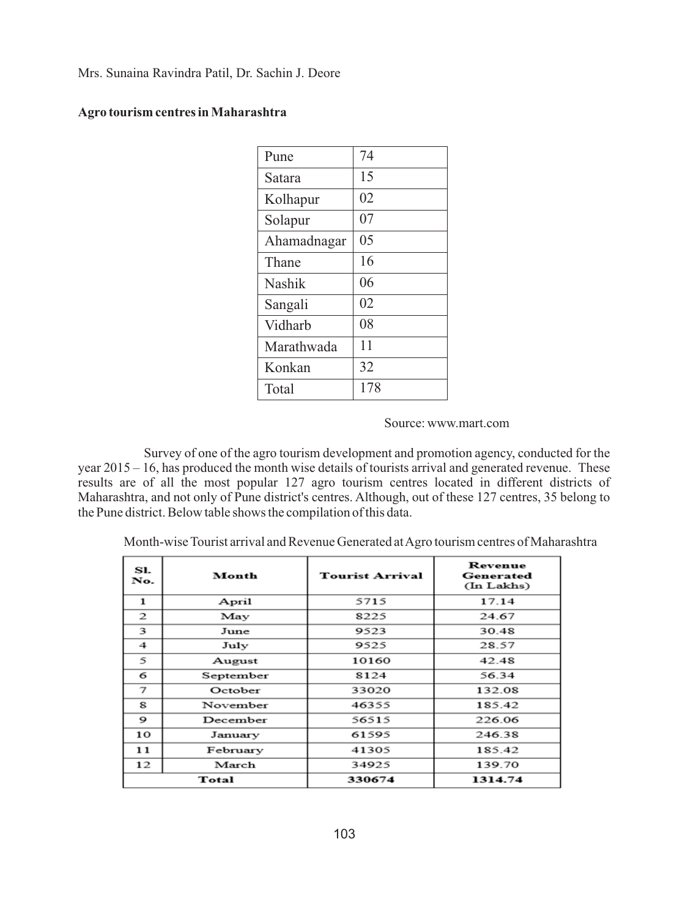Mrs. Sunaina Ravindra Patil, Dr. Sachin J. Deore

**Agro tourism centres in Maharashtra**

| Pune | 74 |
|---|---|
| Satara | 15 |
| Kolhapur | 02 |
| Solapur | 07 |
| Ahamadnagar | 05 |
| Thane | 16 |
| Nashik | 06 |
| Sangali | 02 |
| Vidharb | 08 |
| Marathwada | 11 |
| Konkan | 32 |
| Total | 178 |

Source: www.mart.com

Survey of one of the agro tourism development and promotion agency, conducted for the year 2015 – 16, has produced the month wise details of tourists arrival and generated revenue. These results are of all the most popular 127 agro tourism centres located in different districts of Maharashtra, and not only of Pune district's centres. Although, out of these 127 centres, 35 belong to the Pune district. Below table shows the compilation of this data.

Month-wise Tourist arrival and Revenue Generated at Agro tourism centres of Maharashtra

| Sl. No. | Month | Tourist Arrival | Revenue Generated (In Lakhs) |
|---|---|---|---|
| 1 | April | 5715 | 17.14 |
| 2 | May | 8225 | 24.67 |
| 3 | June | 9523 | 30.48 |
| 4 | July | 9525 | 28.57 |
| 5 | August | 10160 | 42.48 |
| 6 | September | 8124 | 56.34 |
| 7 | October | 33020 | 132.08 |
| 8 | November | 46355 | 185.42 |
| 9 | December | 56515 | 226.06 |
| 10 | January | 61595 | 246.38 |
| 11 | February | 41305 | 185.42 |
| 12 | March | 34925 | 139.70 |
| **Total** | | **330674** | **1314.74** |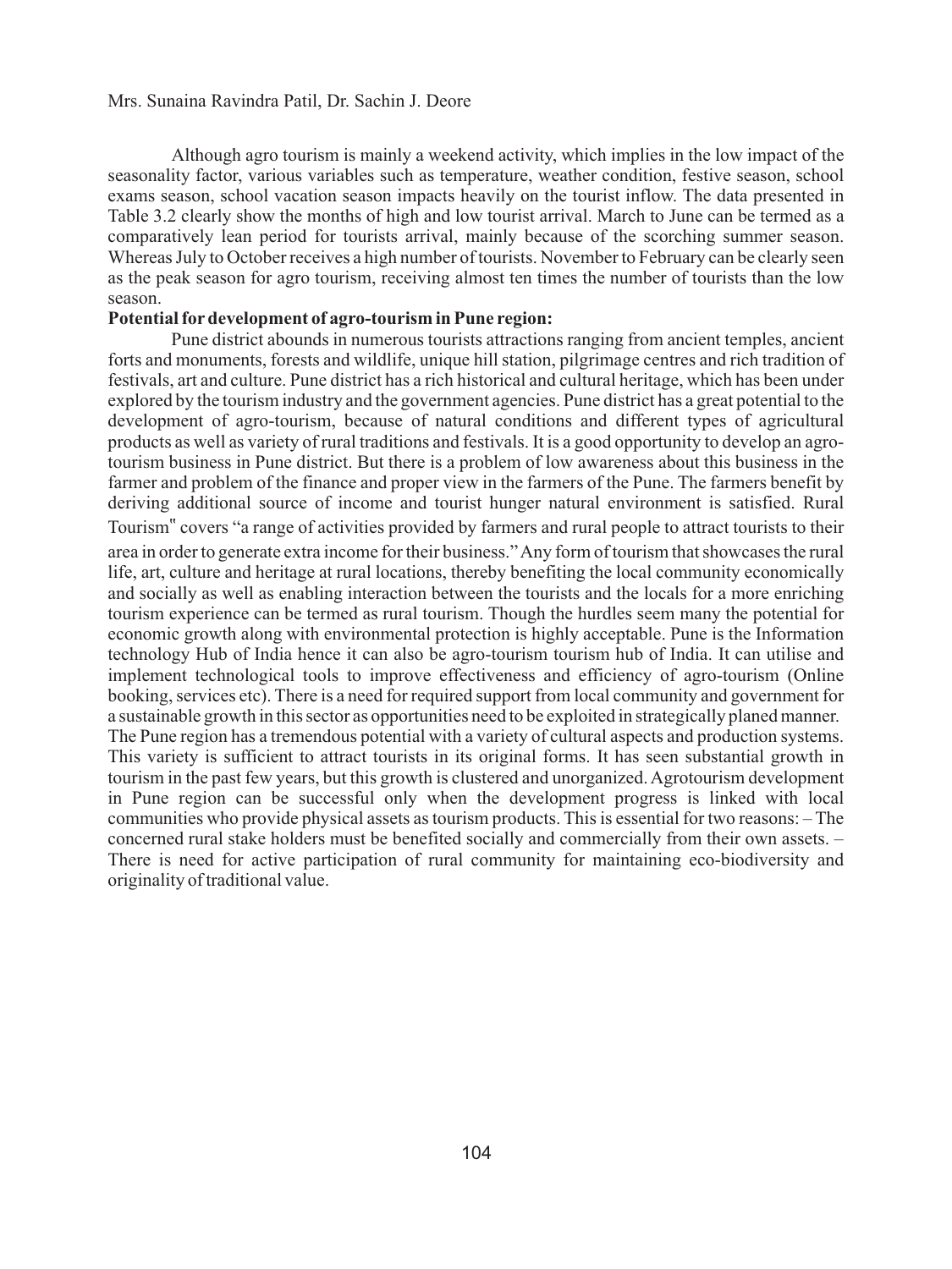Although agro tourism is mainly a weekend activity, which implies in the low impact of the seasonality factor, various variables such as temperature, weather condition, festive season, school exams season, school vacation season impacts heavily on the tourist inflow. The data presented in Table 3.2 clearly show the months of high and low tourist arrival. March to June can be termed as a comparatively lean period for tourists arrival, mainly because of the scorching summer season. Whereas July to October receives a high number of tourists. November to February can be clearly seen as the peak season for agro tourism, receiving almost ten times the number of tourists than the low season.

**Potential for development of agro-tourism in Pune region:**

Pune district abounds in numerous tourists attractions ranging from ancient temples, ancient forts and monuments, forests and wildlife, unique hill station, pilgrimage centres and rich tradition of festivals, art and culture. Pune district has a rich historical and cultural heritage, which has been under explored by the tourism industry and the government agencies. Pune district has a great potential to the development of agro-tourism, because of natural conditions and different types of agricultural products as well as variety of rural traditions and festivals. It is a good opportunity to develop an agro-tourism business in Pune district. But there is a problem of low awareness about this business in the farmer and problem of the finance and proper view in the farmers of the Pune. The farmers benefit by deriving additional source of income and tourist hunger natural environment is satisfied. Rural Tourism" covers "a range of activities provided by farmers and rural people to attract tourists to their area in order to generate extra income for their business." Any form of tourism that showcases the rural life, art, culture and heritage at rural locations, thereby benefiting the local community economically and socially as well as enabling interaction between the tourists and the locals for a more enriching tourism experience can be termed as rural tourism. Though the hurdles seem many the potential for economic growth along with environmental protection is highly acceptable. Pune is the Information technology Hub of India hence it can also be agro-tourism tourism hub of India. It can utilise and implement technological tools to improve effectiveness and efficiency of agro-tourism (Online booking, services etc). There is a need for required support from local community and government for a sustainable growth in this sector as opportunities need to be exploited in strategically planed manner. The Pune region has a tremendous potential with a variety of cultural aspects and production systems. This variety is sufficient to attract tourists in its original forms. It has seen substantial growth in tourism in the past few years, but this growth is clustered and unorganized. Agrotourism development in Pune region can be successful only when the development progress is linked with local communities who provide physical assets as tourism products. This is essential for two reasons: – The concerned rural stake holders must be benefited socially and commercially from their own assets. – There is need for active participation of rural community for maintaining eco-biodiversity and originality of traditional value.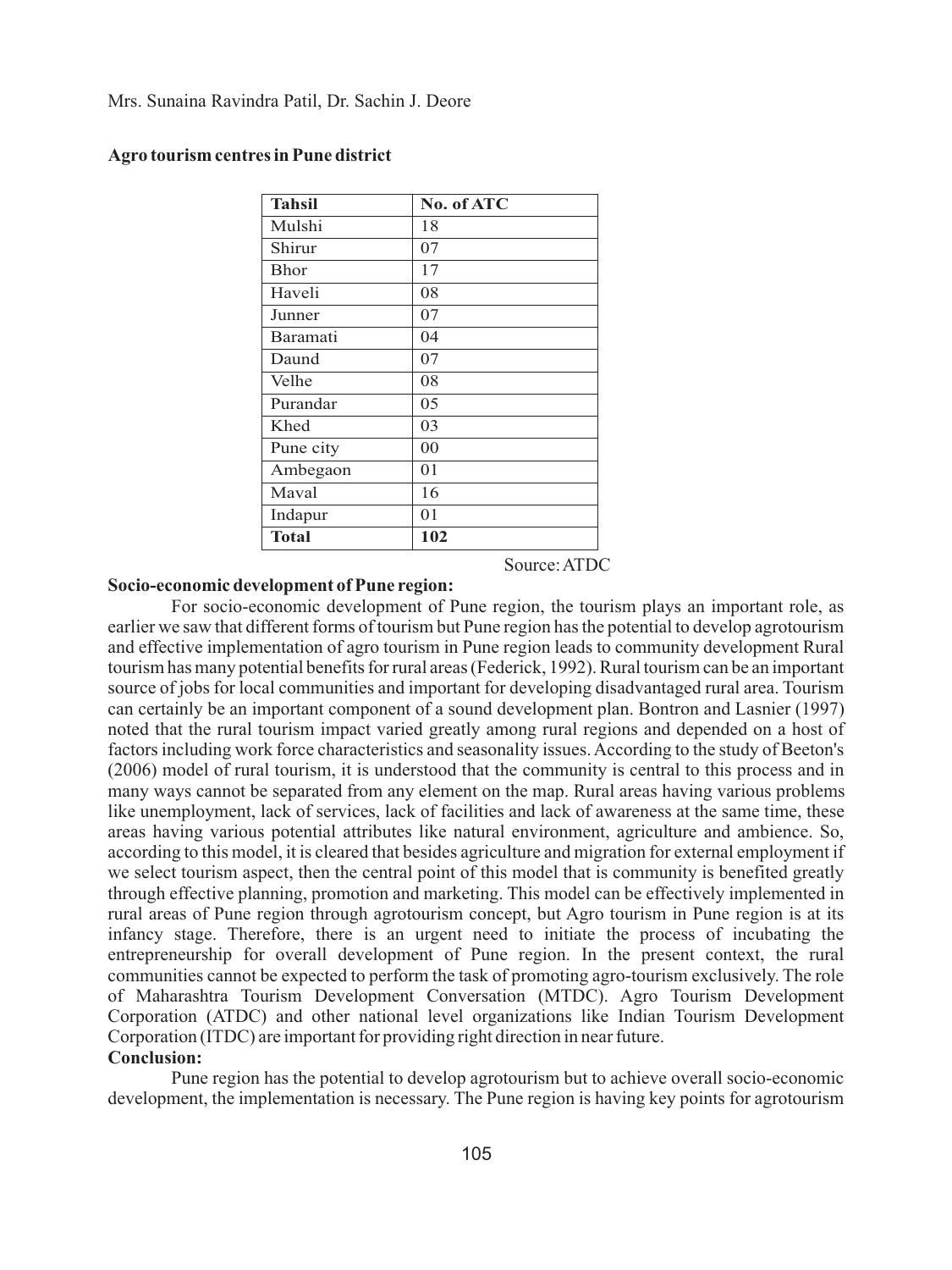**Agro tourism centres in Pune district**

| Tahsil | No. of ATC |
|---|---|
| Mulshi | 18 |
| Shirur | 07 |
| Bhor | 17 |
| Haveli | 08 |
| Junner | 07 |
| Baramati | 04 |
| Daund | 07 |
| Velhe | 08 |
| Purandar | 05 |
| Khed | 03 |
| Pune city | 00 |
| Ambegaon | 01 |
| Maval | 16 |
| Indapur | 01 |
| **Total** | **102** |

Source: ATDC

**Socio-economic development of Pune region:**

For socio-economic development of Pune region, the tourism plays an important role, as earlier we saw that different forms of tourism but Pune region has the potential to develop agrotourism and effective implementation of agro tourism in Pune region leads to community development Rural tourism has many potential benefits for rural areas (Federick, 1992). Rural tourism can be an important source of jobs for local communities and important for developing disadvantaged rural area. Tourism can certainly be an important component of a sound development plan. Bontron and Lasnier (1997) noted that the rural tourism impact varied greatly among rural regions and depended on a host of factors including work force characteristics and seasonality issues. According to the study of Beeton's (2006) model of rural tourism, it is understood that the community is central to this process and in many ways cannot be separated from any element on the map. Rural areas having various problems like unemployment, lack of services, lack of facilities and lack of awareness at the same time, these areas having various potential attributes like natural environment, agriculture and ambience. So, according to this model, it is cleared that besides agriculture and migration for external employment if we select tourism aspect, then the central point of this model that is community is benefited greatly through effective planning, promotion and marketing. This model can be effectively implemented in rural areas of Pune region through agrotourism concept, but Agro tourism in Pune region is at its infancy stage. Therefore, there is an urgent need to initiate the process of incubating the entrepreneurship for overall development of Pune region. In the present context, the rural communities cannot be expected to perform the task of promoting agro-tourism exclusively. The role of Maharashtra Tourism Development Conversation (MTDC). Agro Tourism Development Corporation (ATDC) and other national level organizations like Indian Tourism Development Corporation (ITDC) are important for providing right direction in near future.

**Conclusion:**

Pune region has the potential to develop agrotourism but to achieve overall socio-economic development, the implementation is necessary. The Pune region is having key points for agrotourism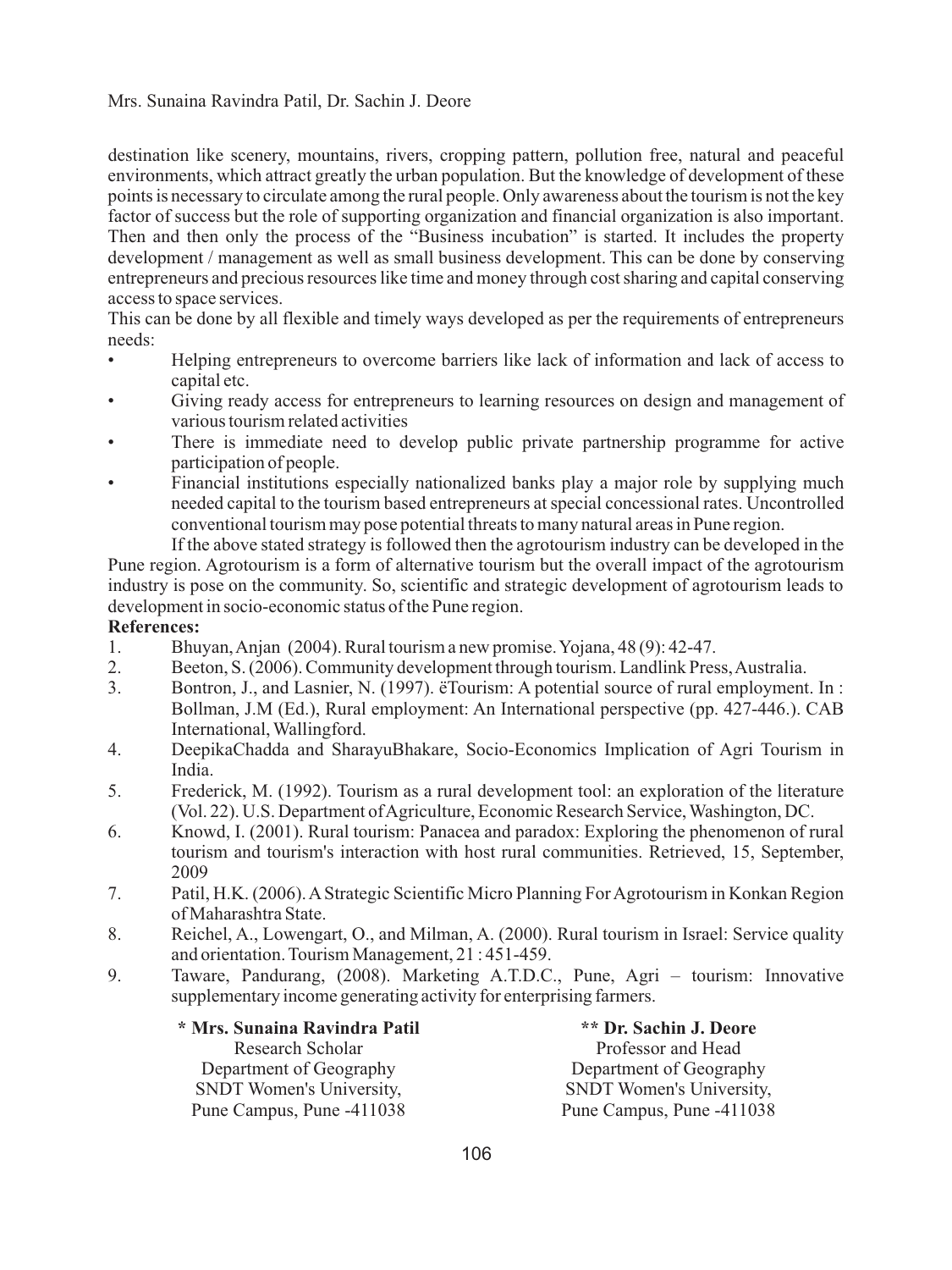destination like scenery, mountains, rivers, cropping pattern, pollution free, natural and peaceful environments, which attract greatly the urban population. But the knowledge of development of these points is necessary to circulate among the rural people. Only awareness about the tourism is not the key factor of success but the role of supporting organization and financial organization is also important. Then and then only the process of the "Business incubation" is started. It includes the property development / management as well as small business development. This can be done by conserving entrepreneurs and precious resources like time and money through cost sharing and capital conserving access to space services.

This can be done by all flexible and timely ways developed as per the requirements of entrepreneurs needs:

- Helping entrepreneurs to overcome barriers like lack of information and lack of access to capital etc.
- Giving ready access for entrepreneurs to learning resources on design and management of various tourism related activities
- There is immediate need to develop public private partnership programme for active participation of people.
- Financial institutions especially nationalized banks play a major role by supplying much needed capital to the tourism based entrepreneurs at special concessional rates. Uncontrolled conventional tourism may pose potential threats to many natural areas in Pune region.

If the above stated strategy is followed then the agrotourism industry can be developed in the Pune region. Agrotourism is a form of alternative tourism but the overall impact of the agrotourism industry is pose on the community. So, scientific and strategic development of agrotourism leads to development in socio-economic status of the Pune region.

**References:**

1. Bhuyan, Anjan (2004). Rural tourism a new promise. Yojana, 48 (9): 42-47.
2. Beeton, S. (2006). Community development through tourism. Landlink Press, Australia.
3. Bontron, J., and Lasnier, N. (1997). ëTourism: A potential source of rural employment. In : Bollman, J.M (Ed.), Rural employment: An International perspective (pp. 427-446.). CAB International, Wallingford.
4. DeepikaChadda and SharayuBhakare, Socio-Economics Implication of Agri Tourism in India.
5. Frederick, M. (1992). Tourism as a rural development tool: an exploration of the literature (Vol. 22). U.S. Department of Agriculture, Economic Research Service, Washington, DC.
6. Knowd, I. (2001). Rural tourism: Panacea and paradox: Exploring the phenomenon of rural tourism and tourism's interaction with host rural communities. Retrieved, 15, September, 2009
7. Patil, H.K. (2006). A Strategic Scientific Micro Planning For Agrotourism in Konkan Region of Maharashtra State.
8. Reichel, A., Lowengart, O., and Milman, A. (2000). Rural tourism in Israel: Service quality and orientation. Tourism Management, 21 : 451-459.
9. Taware, Pandurang, (2008). Marketing A.T.D.C., Pune, Agri – tourism: Innovative supplementary income generating activity for enterprising farmers.

**\* Mrs. Sunaina Ravindra Patil**
Research Scholar
Department of Geography
SNDT Women's University,
Pune Campus, Pune -411038

**\*\* Dr. Sachin J. Deore**
Professor and Head
Department of Geography
SNDT Women's University,
Pune Campus, Pune -411038